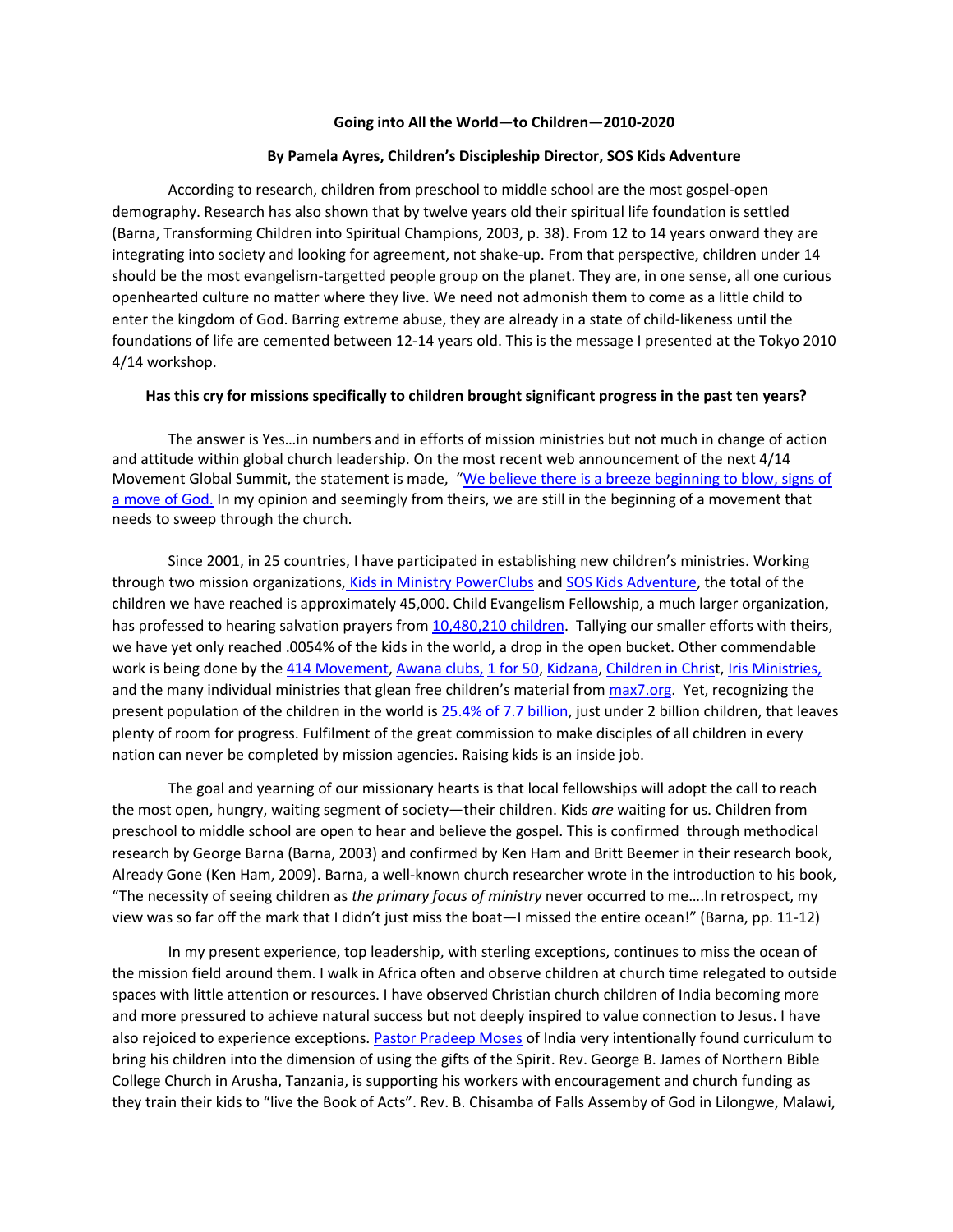**Going into All the World—to Children—2010-2020**

**By Pamela Ayres, Children's Discipleship Director, SOS Kids Adventure**

According to research, children from preschool to middle school are the most gospel-open demography. Research has also shown that by twelve years old their spiritual life foundation is settled (Barna, Transforming Children into Spiritual Champions, 2003, p. 38). From 12 to 14 years onward they are integrating into society and looking for agreement, not shake-up. From that perspective, children under 14 should be the most evangelism-targetted people group on the planet. They are, in one sense, all one curious openhearted culture no matter where they live. We need not admonish them to come as a little child to enter the kingdom of God. Barring extreme abuse, they are already in a state of child-likeness until the foundations of life are cemented between 12-14 years old. This is the message I presented at the Tokyo 2010 4/14 workshop.

**Has this cry for missions specifically to children brought significant progress in the past ten years?**

The answer is Yes…in numbers and in efforts of mission ministries but not much in change of action and attitude within global church leadership. On the most recent web announcement of the next 4/14 Movement Global Summit, the statement is made, "We believe there is a breeze beginning to blow, signs of a move of God. In my opinion and seemingly from theirs, we are still in the beginning of a movement that needs to sweep through the church.

Since 2001, in 25 countries, I have participated in establishing new children's ministries. Working through two mission organizations, Kids in Ministry PowerClubs and SOS Kids Adventure, the total of the children we have reached is approximately 45,000. Child Evangelism Fellowship, a much larger organization, has professed to hearing salvation prayers from 10,480,210 children. Tallying our smaller efforts with theirs, we have yet only reached .0054% of the kids in the world, a drop in the open bucket. Other commendable work is being done by the 414 Movement, Awana clubs, 1 for 50, Kidzana, Children in Christ, Iris Ministries, and the many individual ministries that glean free children's material from max7.org. Yet, recognizing the present population of the children in the world is 25.4% of 7.7 billion, just under 2 billion children, that leaves plenty of room for progress. Fulfilment of the great commission to make disciples of all children in every nation can never be completed by mission agencies. Raising kids is an inside job.

The goal and yearning of our missionary hearts is that local fellowships will adopt the call to reach the most open, hungry, waiting segment of society—their children. Kids *are* waiting for us. Children from preschool to middle school are open to hear and believe the gospel. This is confirmed through methodical research by George Barna (Barna, 2003) and confirmed by Ken Ham and Britt Beemer in their research book, Already Gone (Ken Ham, 2009). Barna, a well-known church researcher wrote in the introduction to his book, "The necessity of seeing children as *the primary focus of ministry* never occurred to me….In retrospect, my view was so far off the mark that I didn't just miss the boat—I missed the entire ocean!" (Barna, pp. 11-12)

In my present experience, top leadership, with sterling exceptions, continues to miss the ocean of the mission field around them. I walk in Africa often and observe children at church time relegated to outside spaces with little attention or resources. I have observed Christian church children of India becoming more and more pressured to achieve natural success but not deeply inspired to value connection to Jesus. I have also rejoiced to experience exceptions. Pastor Pradeep Moses of India very intentionally found curriculum to bring his children into the dimension of using the gifts of the Spirit. Rev. George B. James of Northern Bible College Church in Arusha, Tanzania, is supporting his workers with encouragement and church funding as they train their kids to "live the Book of Acts". Rev. B. Chisamba of Falls Assemby of God in Lilongwe, Malawi,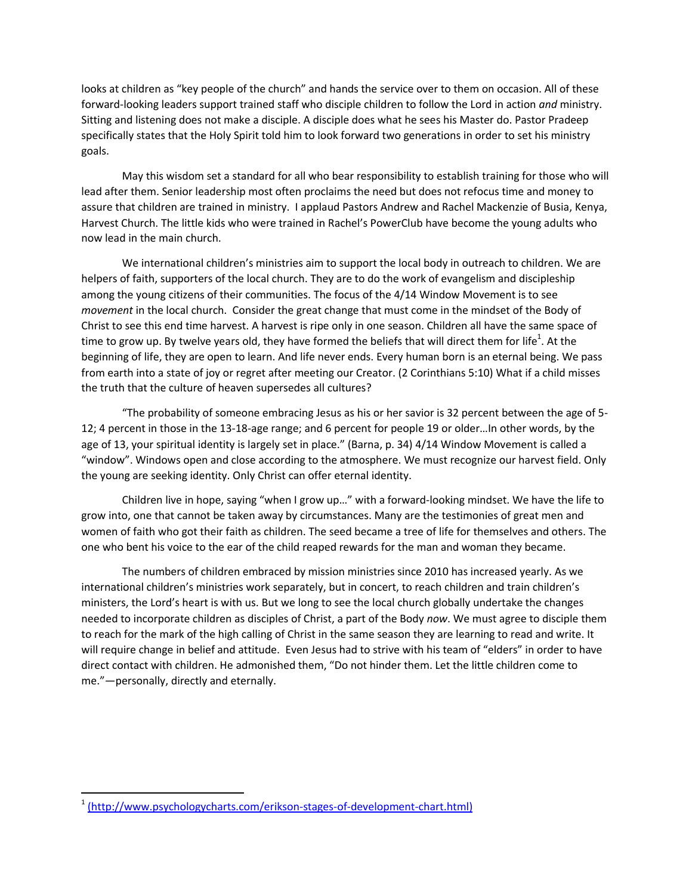looks at children as "key people of the church" and hands the service over to them on occasion. All of these forward-looking leaders support trained staff who disciple children to follow the Lord in action *and* ministry. Sitting and listening does not make a disciple. A disciple does what he sees his Master do. Pastor Pradeep specifically states that the Holy Spirit told him to look forward two generations in order to set his ministry goals.

May this wisdom set a standard for all who bear responsibility to establish training for those who will lead after them. Senior leadership most often proclaims the need but does not refocus time and money to assure that children are trained in ministry. I applaud Pastors Andrew and Rachel Mackenzie of Busia, Kenya, Harvest Church. The little kids who were trained in Rachel's PowerClub have become the young adults who now lead in the main church.

We international children's ministries aim to support the local body in outreach to children. We are helpers of faith, supporters of the local church. They are to do the work of evangelism and discipleship among the young citizens of their communities. The focus of the 4/14 Window Movement is to see *movement* in the local church. Consider the great change that must come in the mindset of the Body of Christ to see this end time harvest. A harvest is ripe only in one season. Children all have the same space of time to grow up. By twelve years old, they have formed the beliefs that will direct them for life[1]. At the beginning of life, they are open to learn. And life never ends. Every human born is an eternal being. We pass from earth into a state of joy or regret after meeting our Creator. (2 Corinthians 5:10) What if a child misses the truth that the culture of heaven supersedes all cultures?

"The probability of someone embracing Jesus as his or her savior is 32 percent between the age of 5-12; 4 percent in those in the 13-18-age range; and 6 percent for people 19 or older…In other words, by the age of 13, your spiritual identity is largely set in place." (Barna, p. 34) 4/14 Window Movement is called a "window". Windows open and close according to the atmosphere. We must recognize our harvest field. Only the young are seeking identity. Only Christ can offer eternal identity.

Children live in hope, saying "when I grow up…" with a forward-looking mindset. We have the life to grow into, one that cannot be taken away by circumstances. Many are the testimonies of great men and women of faith who got their faith as children. The seed became a tree of life for themselves and others. The one who bent his voice to the ear of the child reaped rewards for the man and woman they became.

The numbers of children embraced by mission ministries since 2010 has increased yearly. As we international children's ministries work separately, but in concert, to reach children and train children's ministers, the Lord's heart is with us. But we long to see the local church globally undertake the changes needed to incorporate children as disciples of Christ, a part of the Body *now*. We must agree to disciple them to reach for the mark of the high calling of Christ in the same season they are learning to read and write. It will require change in belief and attitude. Even Jesus had to strive with his team of "elders" in order to have direct contact with children. He admonished them, "Do not hinder them. Let the little children come to me."—personally, directly and eternally.

---

[1] (http://www.psychologycharts.com/erikson-stages-of-development-chart.html)